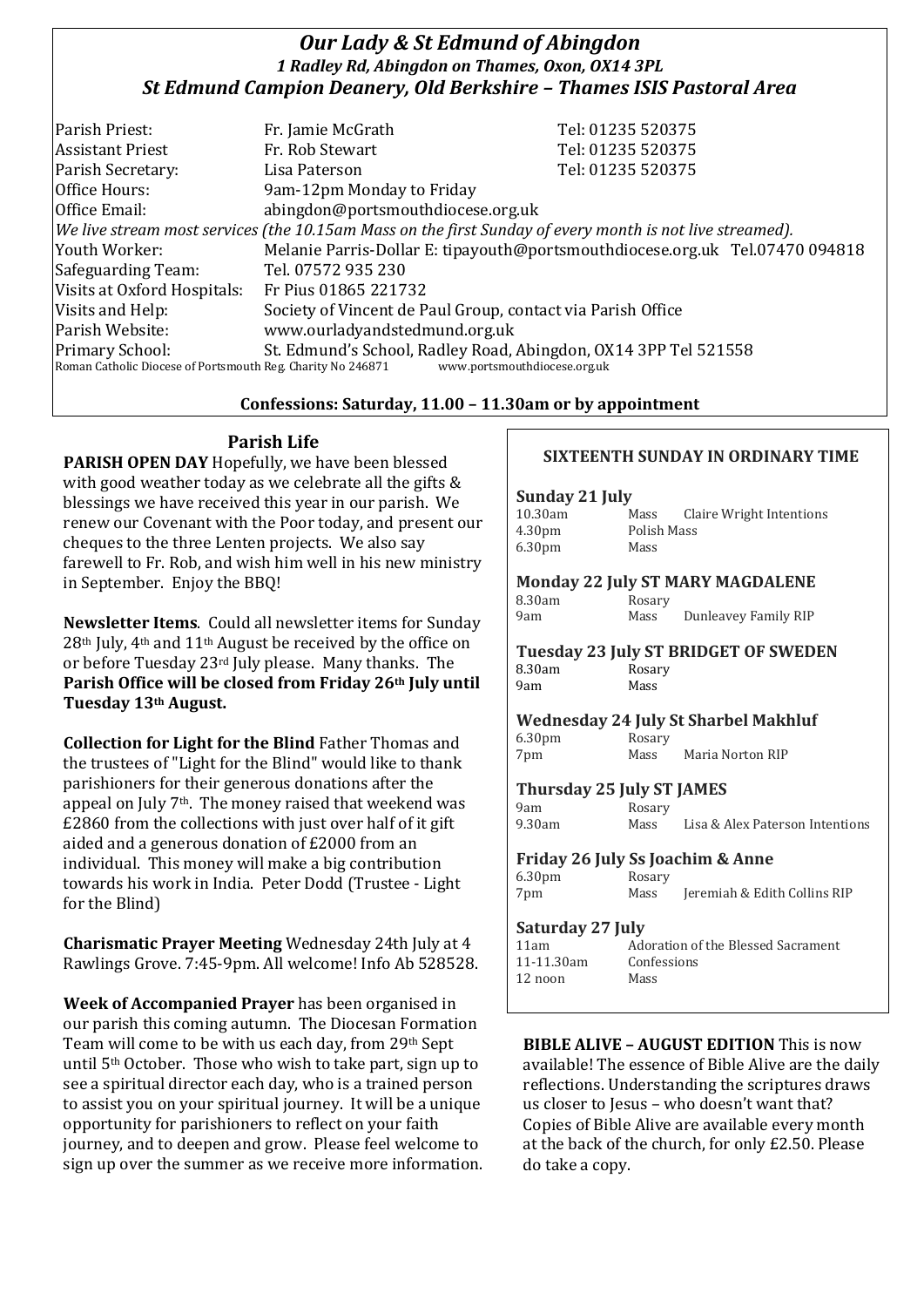# *Our Lady & St Edmund of Abingdon*

***1 Radley Rd, Abingdon on Thames, Oxon, OX14 3PL***

***St Edmund Campion Deanery, Old Berkshire – Thames ISIS Pastoral Area***

| | | |
|---|---|---|
| Parish Priest: | Fr. Jamie McGrath | Tel: 01235 520375 |
| Assistant Priest | Fr. Rob Stewart | Tel: 01235 520375 |
| Parish Secretary: | Lisa Paterson | Tel: 01235 520375 |
| Office Hours: | 9am-12pm Monday to Friday | |
| Office Email: | abingdon@portsmouthdiocese.org.uk | |

*We live stream most services (the 10.15am Mass on the first Sunday of every month is not live streamed).*

| | |
|---|---|
| Youth Worker: | Melanie Parris-Dollar E: tipayouth@portsmouthdiocese.org.uk Tel.07470 094818 |
| Safeguarding Team: | Tel. 07572 935 230 |
| Visits at Oxford Hospitals: | Fr Pius 01865 221732 |
| Visits and Help: | Society of Vincent de Paul Group, contact via Parish Office |
| Parish Website: | www.ourladyandstedmund.org.uk |
| Primary School: | St. Edmund's School, Radley Road, Abingdon, OX14 3PP Tel 521558 |

Roman Catholic Diocese of Portsmouth Reg. Charity No 246871 www.portsmouthdiocese.org.uk

**Confessions: Saturday, 11.00 – 11.30am or by appointment**

## Parish Life

**PARISH OPEN DAY** Hopefully, we have been blessed with good weather today as we celebrate all the gifts & blessings we have received this year in our parish. We renew our Covenant with the Poor today, and present our cheques to the three Lenten projects. We also say farewell to Fr. Rob, and wish him well in his new ministry in September. Enjoy the BBQ!

**Newsletter Items**. Could all newsletter items for Sunday 28th July, 4th and 11th August be received by the office on or before Tuesday 23rd July please. Many thanks. The **Parish Office will be closed from Friday 26th July until Tuesday 13th August.**

**Collection for Light for the Blind** Father Thomas and the trustees of "Light for the Blind" would like to thank parishioners for their generous donations after the appeal on July 7th. The money raised that weekend was £2860 from the collections with just over half of it gift aided and a generous donation of £2000 from an individual. This money will make a big contribution towards his work in India. Peter Dodd (Trustee - Light for the Blind)

**Charismatic Prayer Meeting** Wednesday 24th July at 4 Rawlings Grove. 7:45-9pm. All welcome! Info Ab 528528.

**Week of Accompanied Prayer** has been organised in our parish this coming autumn. The Diocesan Formation Team will come to be with us each day, from 29th Sept until 5th October. Those who wish to take part, sign up to see a spiritual director each day, who is a trained person to assist you on your spiritual journey. It will be a unique opportunity for parishioners to reflect on your faith journey, and to deepen and grow. Please feel welcome to sign up over the summer as we receive more information.

## SIXTEENTH SUNDAY IN ORDINARY TIME

**Sunday 21 July**

| | | |
|---|---|---|
| 10.30am | Mass | Claire Wright Intentions |
| 4.30pm | Polish Mass | |
| 6.30pm | Mass | |

**Monday 22 July ST MARY MAGDALENE**

| | | |
|---|---|---|
| 8.30am | Rosary | |
| 9am | Mass | Dunleavey Family RIP |

**Tuesday 23 July ST BRIDGET OF SWEDEN**

| | |
|---|---|
| 8.30am | Rosary |
| 9am | Mass |

**Wednesday 24 July St Sharbel Makhluf**

| | | |
|---|---|---|
| 6.30pm | Rosary | |
| 7pm | Mass | Maria Norton RIP |

**Thursday 25 July ST JAMES**

| | | |
|---|---|---|
| 9am | Rosary | |
| 9.30am | Mass | Lisa & Alex Paterson Intentions |

**Friday 26 July Ss Joachim & Anne**

| | | |
|---|---|---|
| 6.30pm | Rosary | |
| 7pm | Mass | Jeremiah & Edith Collins RIP |

**Saturday 27 July**

| | |
|---|---|
| 11am | Adoration of the Blessed Sacrament |
| 11-11.30am | Confessions |
| 12 noon | Mass |

**BIBLE ALIVE – AUGUST EDITION** This is now available! The essence of Bible Alive are the daily reflections. Understanding the scriptures draws us closer to Jesus – who doesn't want that? Copies of Bible Alive are available every month at the back of the church, for only £2.50. Please do take a copy.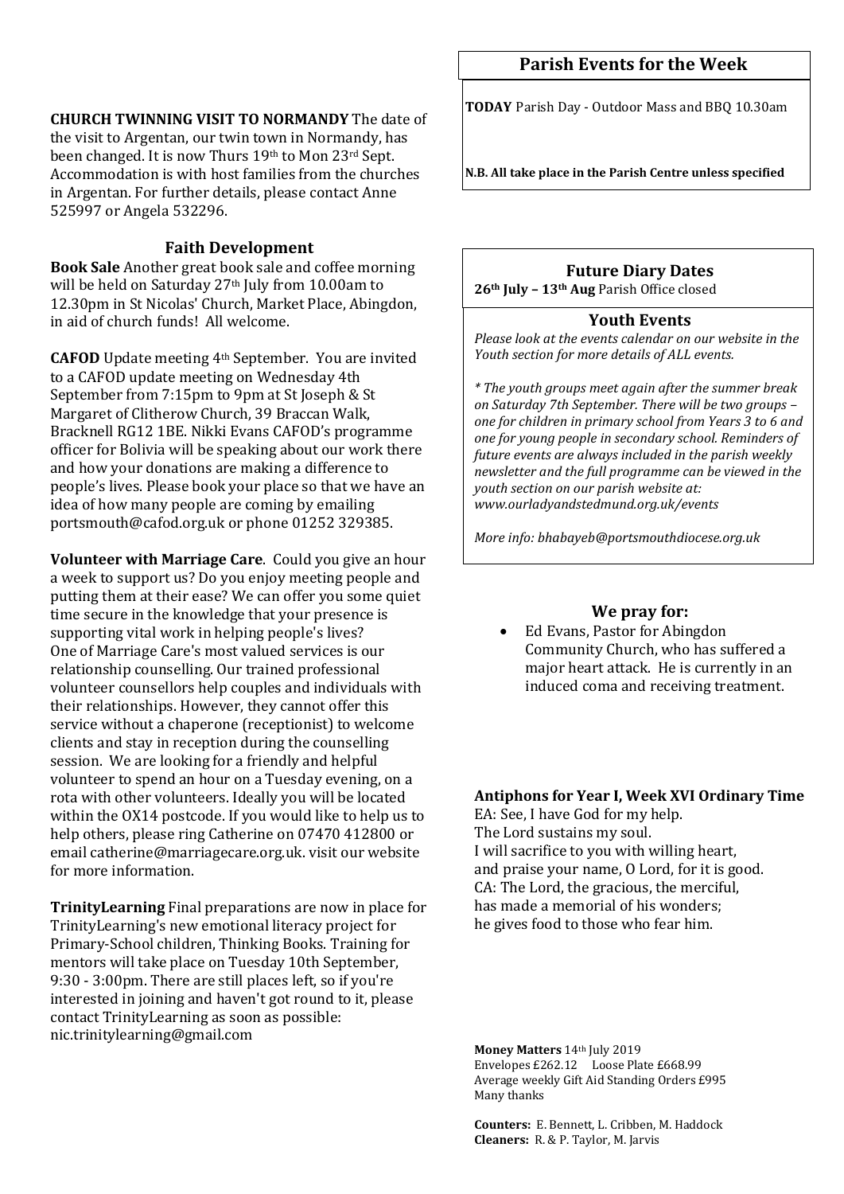**CHURCH TWINNING VISIT TO NORMANDY** The date of the visit to Argentan, our twin town in Normandy, has been changed. It is now Thurs 19th to Mon 23rd Sept. Accommodation is with host families from the churches in Argentan. For further details, please contact Anne 525997 or Angela 532296.

## Faith Development

**Book Sale** Another great book sale and coffee morning will be held on Saturday 27th July from 10.00am to 12.30pm in St Nicolas' Church, Market Place, Abingdon, in aid of church funds! All welcome.

**CAFOD** Update meeting 4th September. You are invited to a CAFOD update meeting on Wednesday 4th September from 7:15pm to 9pm at St Joseph & St Margaret of Clitherow Church, 39 Braccan Walk, Bracknell RG12 1BE. Nikki Evans CAFOD's programme officer for Bolivia will be speaking about our work there and how your donations are making a difference to people's lives. Please book your place so that we have an idea of how many people are coming by emailing portsmouth@cafod.org.uk or phone 01252 329385.

**Volunteer with Marriage Care**. Could you give an hour a week to support us? Do you enjoy meeting people and putting them at their ease? We can offer you some quiet time secure in the knowledge that your presence is supporting vital work in helping people's lives? One of Marriage Care's most valued services is our relationship counselling. Our trained professional volunteer counsellors help couples and individuals with their relationships. However, they cannot offer this service without a chaperone (receptionist) to welcome clients and stay in reception during the counselling session. We are looking for a friendly and helpful volunteer to spend an hour on a Tuesday evening, on a rota with other volunteers. Ideally you will be located within the OX14 postcode. If you would like to help us to help others, please ring Catherine on 07470 412800 or email catherine@marriagecare.org.uk. visit our website for more information.

**TrinityLearning** Final preparations are now in place for TrinityLearning's new emotional literacy project for Primary-School children, Thinking Books. Training for mentors will take place on Tuesday 10th September, 9:30 - 3:00pm. There are still places left, so if you're interested in joining and haven't got round to it, please contact TrinityLearning as soon as possible: nic.trinitylearning@gmail.com

## Parish Events for the Week

**TODAY** Parish Day - Outdoor Mass and BBQ 10.30am

**N.B. All take place in the Parish Centre unless specified**

## Future Diary Dates

**26th July – 13th Aug** Parish Office closed

## Youth Events

*Please look at the events calendar on our website in the Youth section for more details of ALL events.*

*\* The youth groups meet again after the summer break on Saturday 7th September. There will be two groups – one for children in primary school from Years 3 to 6 and one for young people in secondary school. Reminders of future events are always included in the parish weekly newsletter and the full programme can be viewed in the youth section on our parish website at: www.ourladyandstedmund.org.uk/events*

*More info: bhabayeb@portsmouthdiocese.org.uk*

## We pray for:

- Ed Evans, Pastor for Abingdon Community Church, who has suffered a major heart attack. He is currently in an induced coma and receiving treatment.

**Antiphons for Year I, Week XVI Ordinary Time**

EA: See, I have God for my help.
The Lord sustains my soul.
I will sacrifice to you with willing heart,
and praise your name, O Lord, for it is good.
CA: The Lord, the gracious, the merciful,
has made a memorial of his wonders;
he gives food to those who fear him.

**Money Matters** 14th July 2019
Envelopes £262.12 Loose Plate £668.99
Average weekly Gift Aid Standing Orders £995
Many thanks

**Counters:** E. Bennett, L. Cribben, M. Haddock
**Cleaners:** R. & P. Taylor, M. Jarvis